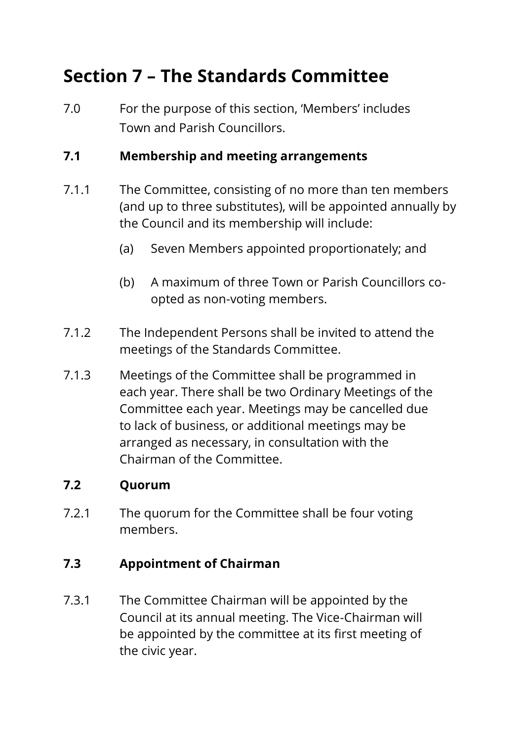# Section 7 – The Standards Committee

7.0 For the purpose of this section, 'Members' includes Town and Parish Councillors.

### 7.1 Membership and meeting arrangements

7.1.1 The Committee, consisting of no more than ten members (and up to three substitutes), will be appointed annually by the Council and its membership will include:

(a) Seven Members appointed proportionately; and

(b) A maximum of three Town or Parish Councillors co-opted as non-voting members.

7.1.2 The Independent Persons shall be invited to attend the meetings of the Standards Committee.

7.1.3 Meetings of the Committee shall be programmed in each year. There shall be two Ordinary Meetings of the Committee each year. Meetings may be cancelled due to lack of business, or additional meetings may be arranged as necessary, in consultation with the Chairman of the Committee.

### 7.2 Quorum

7.2.1 The quorum for the Committee shall be four voting members.

### 7.3 Appointment of Chairman

7.3.1 The Committee Chairman will be appointed by the Council at its annual meeting. The Vice-Chairman will be appointed by the committee at its first meeting of the civic year.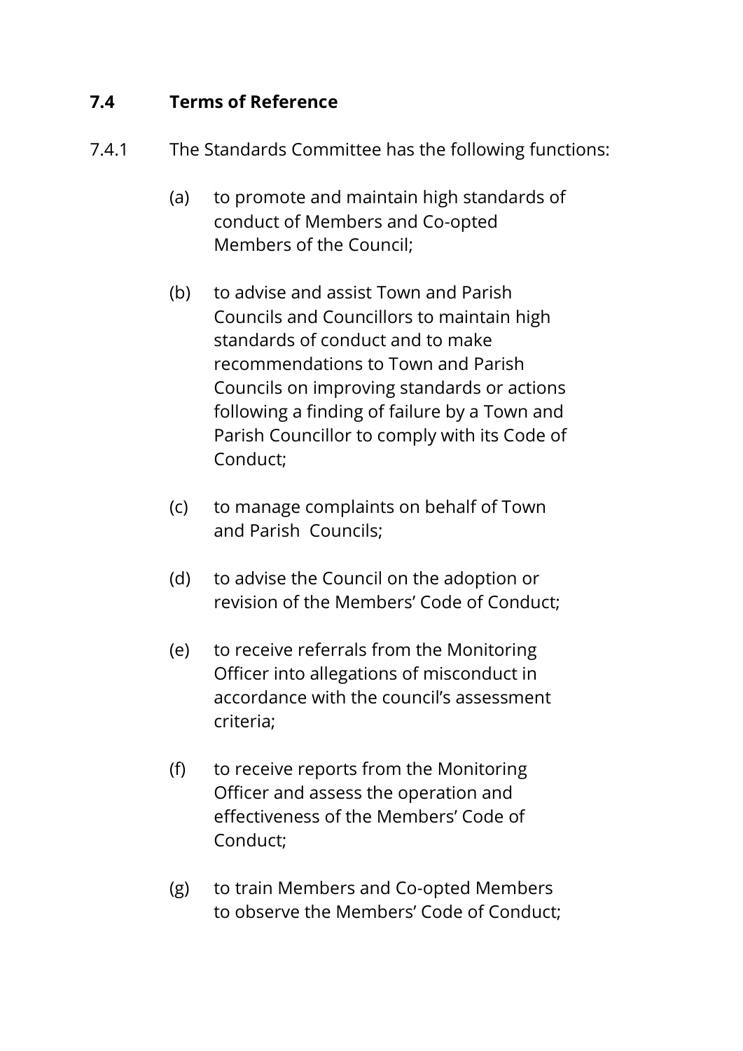## 7.4 Terms of Reference

7.4.1 The Standards Committee has the following functions:

(a) to promote and maintain high standards of conduct of Members and Co-opted Members of the Council;

(b) to advise and assist Town and Parish Councils and Councillors to maintain high standards of conduct and to make recommendations to Town and Parish Councils on improving standards or actions following a finding of failure by a Town and Parish Councillor to comply with its Code of Conduct;

(c) to manage complaints on behalf of Town and Parish Councils;

(d) to advise the Council on the adoption or revision of the Members' Code of Conduct;

(e) to receive referrals from the Monitoring Officer into allegations of misconduct in accordance with the council's assessment criteria;

(f) to receive reports from the Monitoring Officer and assess the operation and effectiveness of the Members' Code of Conduct;

(g) to train Members and Co-opted Members to observe the Members' Code of Conduct;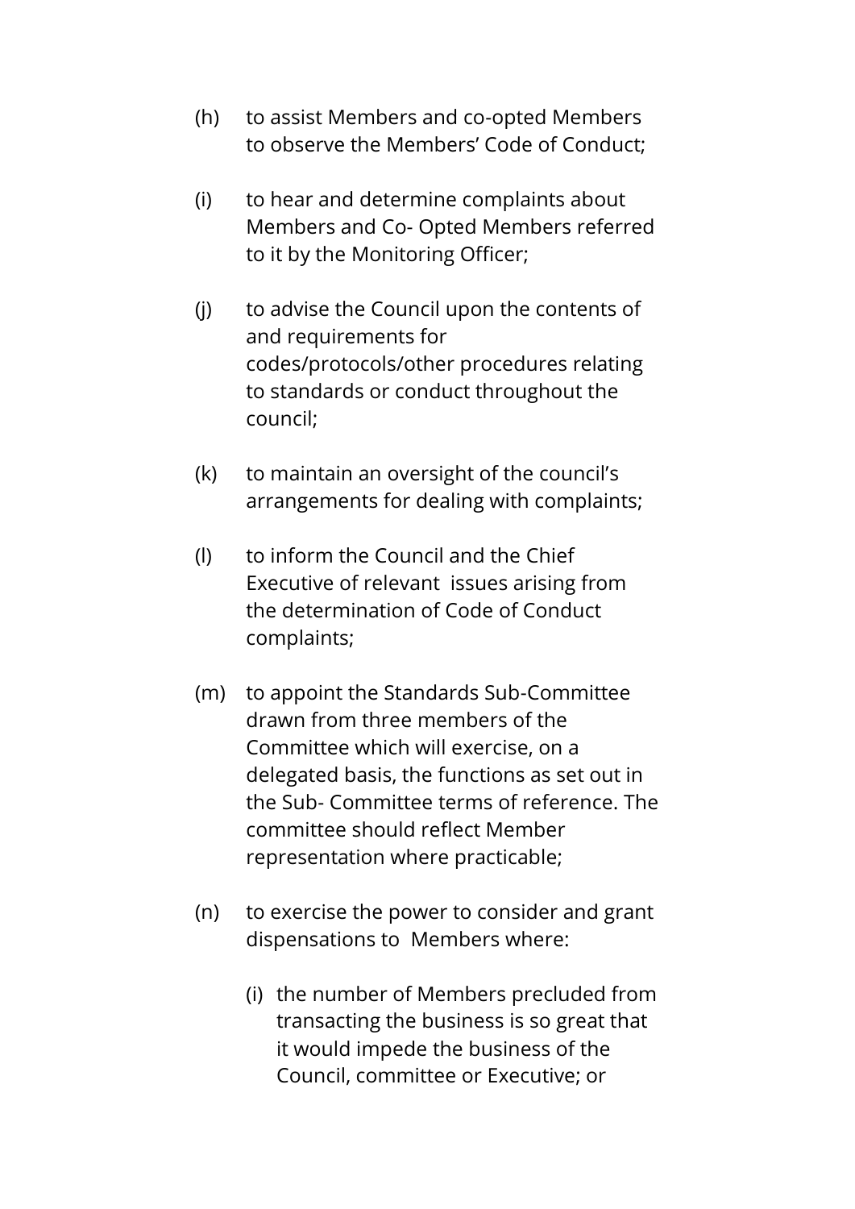(h) to assist Members and co-opted Members to observe the Members’ Code of Conduct;

(i) to hear and determine complaints about Members and Co- Opted Members referred to it by the Monitoring Officer;

(j) to advise the Council upon the contents of and requirements for codes/protocols/other procedures relating to standards or conduct throughout the council;

(k) to maintain an oversight of the council’s arrangements for dealing with complaints;

(l) to inform the Council and the Chief Executive of relevant issues arising from the determination of Code of Conduct complaints;

(m) to appoint the Standards Sub-Committee drawn from three members of the Committee which will exercise, on a delegated basis, the functions as set out in the Sub- Committee terms of reference. The committee should reflect Member representation where practicable;

(n) to exercise the power to consider and grant dispensations to Members where:

  (i) the number of Members precluded from transacting the business is so great that it would impede the business of the Council, committee or Executive; or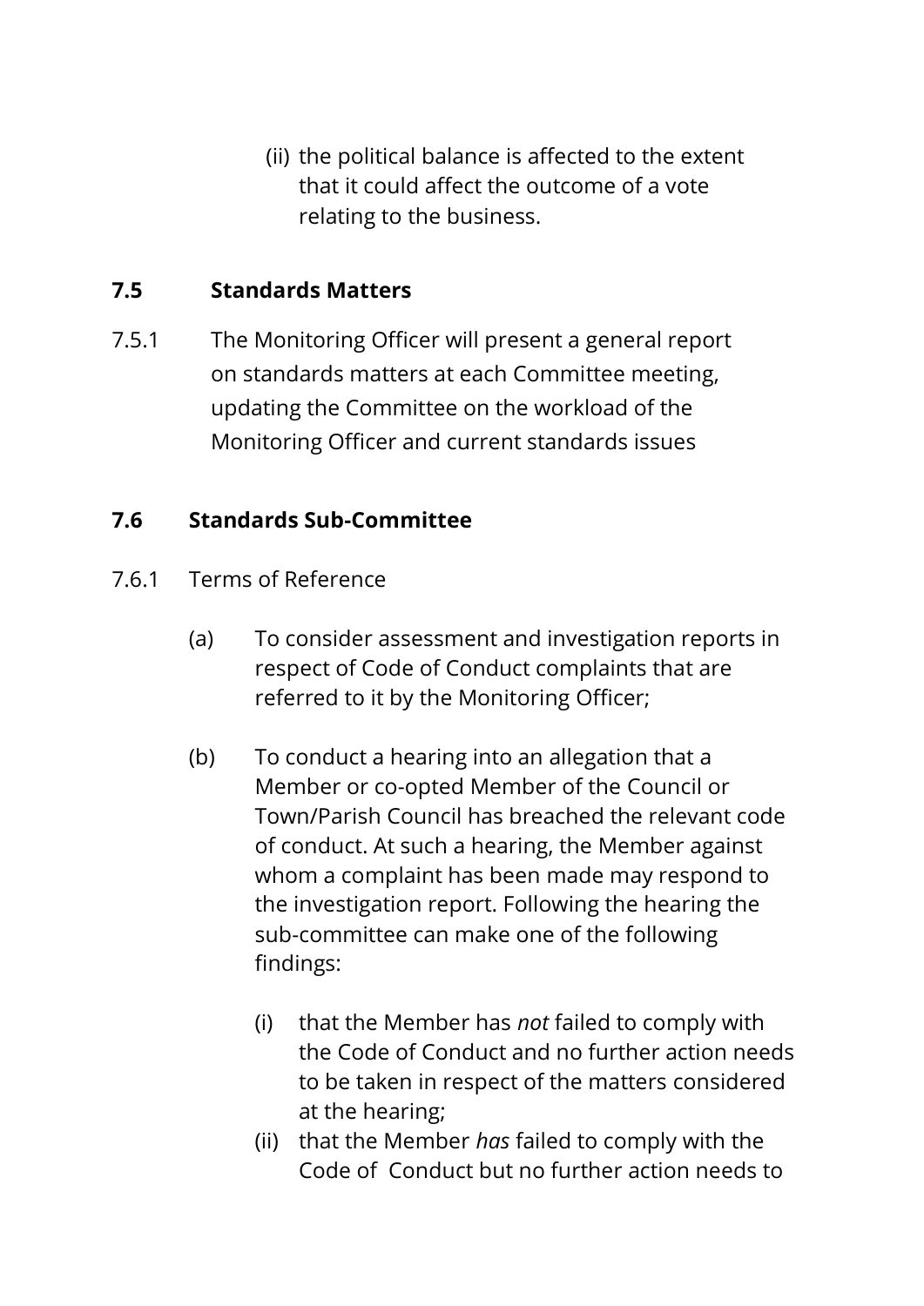(ii) the political balance is affected to the extent that it could affect the outcome of a vote relating to the business.

### 7.5 Standards Matters

7.5.1 The Monitoring Officer will present a general report on standards matters at each Committee meeting, updating the Committee on the workload of the Monitoring Officer and current standards issues

### 7.6 Standards Sub-Committee

7.6.1 Terms of Reference

(a) To consider assessment and investigation reports in respect of Code of Conduct complaints that are referred to it by the Monitoring Officer;

(b) To conduct a hearing into an allegation that a Member or co-opted Member of the Council or Town/Parish Council has breached the relevant code of conduct. At such a hearing, the Member against whom a complaint has been made may respond to the investigation report. Following the hearing the sub-committee can make one of the following findings:

(i) that the Member has *not* failed to comply with the Code of Conduct and no further action needs to be taken in respect of the matters considered at the hearing;

(ii) that the Member *has* failed to comply with the Code of Conduct but no further action needs to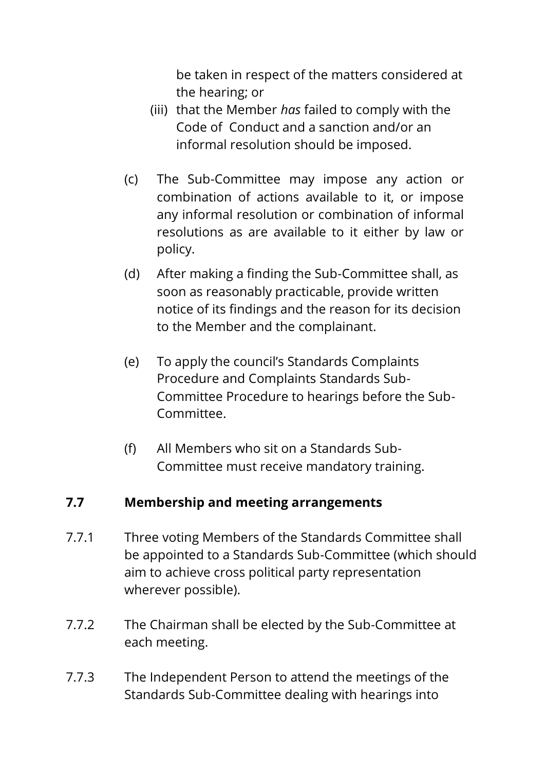be taken in respect of the matters considered at the hearing; or

(iii) that the Member *has* failed to comply with the Code of Conduct and a sanction and/or an informal resolution should be imposed.

(c) The Sub-Committee may impose any action or combination of actions available to it, or impose any informal resolution or combination of informal resolutions as are available to it either by law or policy.

(d) After making a finding the Sub-Committee shall, as soon as reasonably practicable, provide written notice of its findings and the reason for its decision to the Member and the complainant.

(e) To apply the council's Standards Complaints Procedure and Complaints Standards Sub-Committee Procedure to hearings before the Sub-Committee.

(f) All Members who sit on a Standards Sub-Committee must receive mandatory training.

**7.7 Membership and meeting arrangements**

7.7.1 Three voting Members of the Standards Committee shall be appointed to a Standards Sub-Committee (which should aim to achieve cross political party representation wherever possible).

7.7.2 The Chairman shall be elected by the Sub-Committee at each meeting.

7.7.3 The Independent Person to attend the meetings of the Standards Sub-Committee dealing with hearings into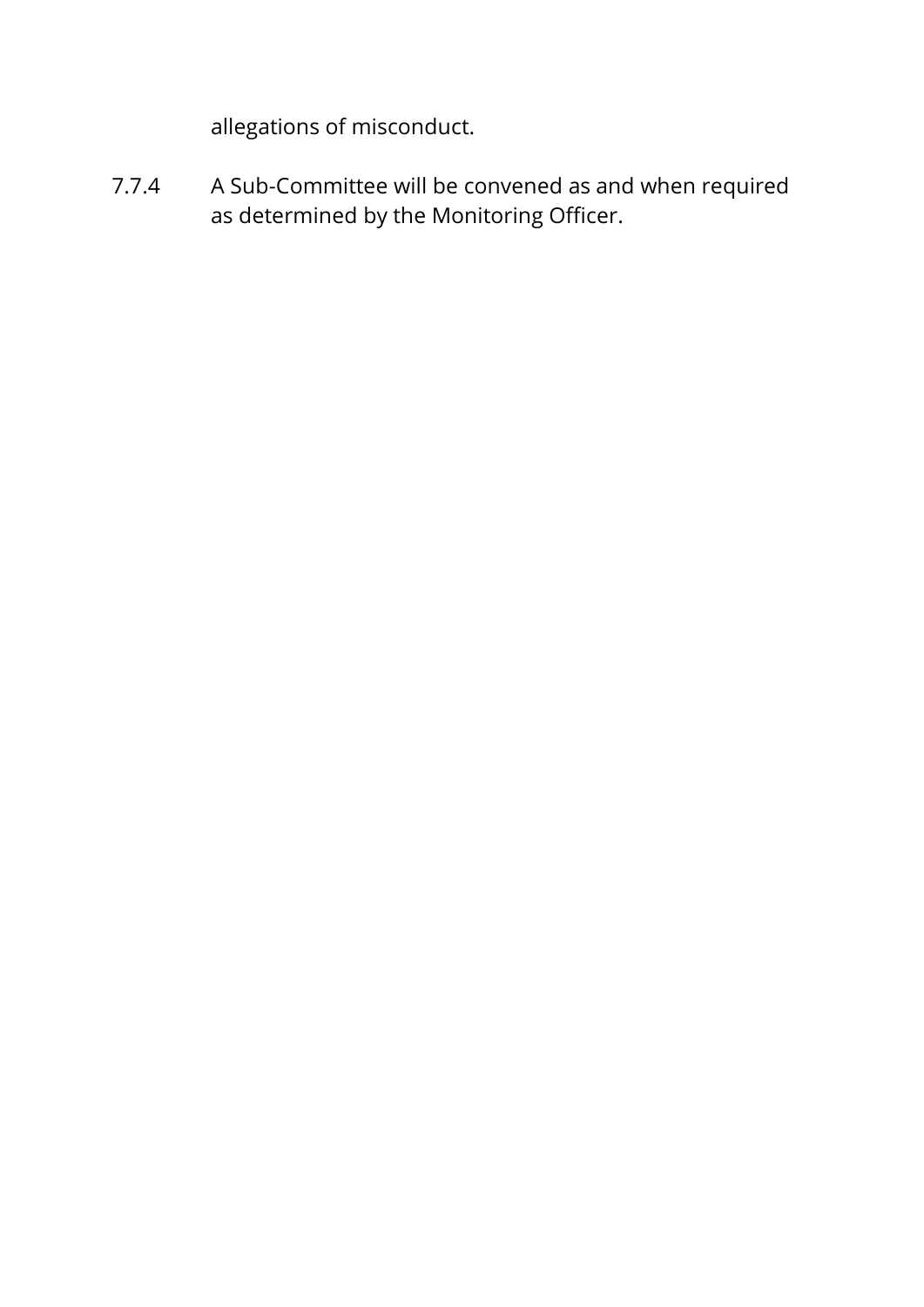allegations of misconduct.

7.7.4 A Sub-Committee will be convened as and when required as determined by the Monitoring Officer.